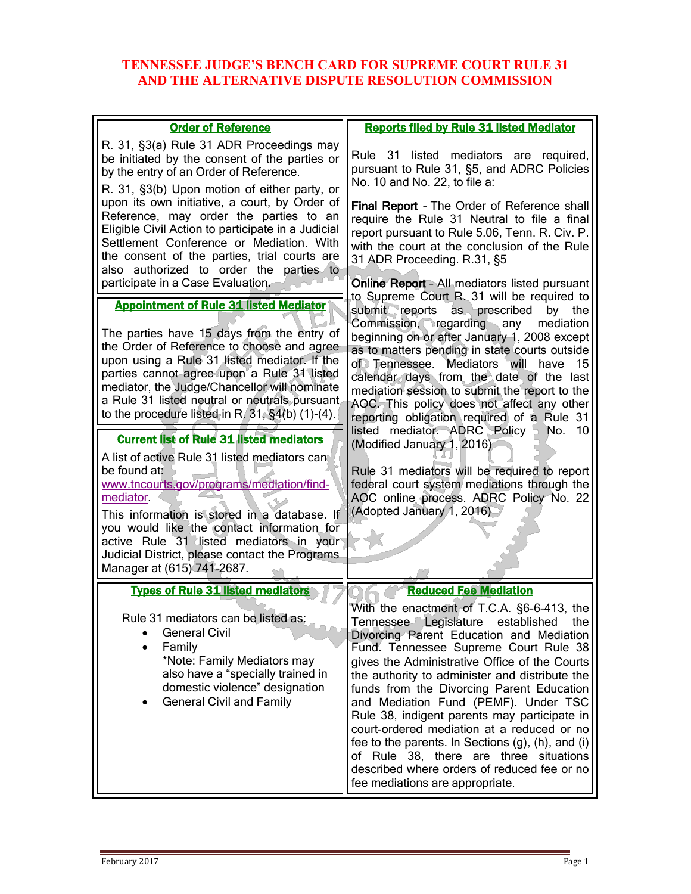# TENNESSEE JUDGE'S BENCH CARD FOR SUPREME COURT RULE 31 AND THE ALTERNATIVE DISPUTE RESOLUTION COMMISSION

## Order of Reference

R. 31, §3(a) Rule 31 ADR Proceedings may be initiated by the consent of the parties or by the entry of an Order of Reference.

R. 31, §3(b) Upon motion of either party, or upon its own initiative, a court, by Order of Reference, may order the parties to an Eligible Civil Action to participate in a Judicial Settlement Conference or Mediation. With the consent of the parties, trial courts are also authorized to order the parties to participate in a Case Evaluation.

## Appointment of Rule 31 listed Mediator

The parties have 15 days from the entry of the Order of Reference to choose and agree upon using a Rule 31 listed mediator. If the parties cannot agree upon a Rule 31 listed mediator, the Judge/Chancellor will nominate a Rule 31 listed neutral or neutrals pursuant to the procedure listed in R. 31, §4(b) (1)-(4).

## Current list of Rule 31 listed mediators

A list of active Rule 31 listed mediators can be found at: www.tncourts.gov/programs/mediation/find-mediator.

This information is stored in a database. If you would like the contact information for active Rule 31 listed mediators in your Judicial District, please contact the Programs Manager at (615) 741-2687.

## Types of Rule 31 listed mediators

Rule 31 mediators can be listed as:

- General Civil
- Family
  *Note: Family Mediators may also have a "specially trained in domestic violence" designation
- General Civil and Family

## Reports filed by Rule 31 listed Mediator

Rule 31 listed mediators are required, pursuant to Rule 31, §5, and ADRC Policies No. 10 and No. 22, to file a:

**Final Report** – The Order of Reference shall require the Rule 31 Neutral to file a final report pursuant to Rule 5.06, Tenn. R. Civ. P. with the court at the conclusion of the Rule 31 ADR Proceeding. R.31, §5

**Online Report** – All mediators listed pursuant to Supreme Court R. 31 will be required to submit reports as prescribed by the Commission, regarding any mediation beginning on or after January 1, 2008 except as to matters pending in state courts outside of Tennessee. Mediators will have 15 calendar days from the date of the last mediation session to submit the report to the AOC. This policy does not affect any other reporting obligation required of a Rule 31 listed mediator. ADRC Policy No. 10 (Modified January 1, 2016)

Rule 31 mediators will be required to report federal court system mediations through the AOC online process. ADRC Policy No. 22 (Adopted January 1, 2016)

## Reduced Fee Mediation

With the enactment of T.C.A. §6-6-413, the Tennessee Legislature established the Divorcing Parent Education and Mediation Fund. Tennessee Supreme Court Rule 38 gives the Administrative Office of the Courts the authority to administer and distribute the funds from the Divorcing Parent Education and Mediation Fund (PEMF). Under TSC Rule 38, indigent parents may participate in court-ordered mediation at a reduced or no fee to the parents. In Sections (g), (h), and (i) of Rule 38, there are three situations described where orders of reduced fee or no fee mediations are appropriate.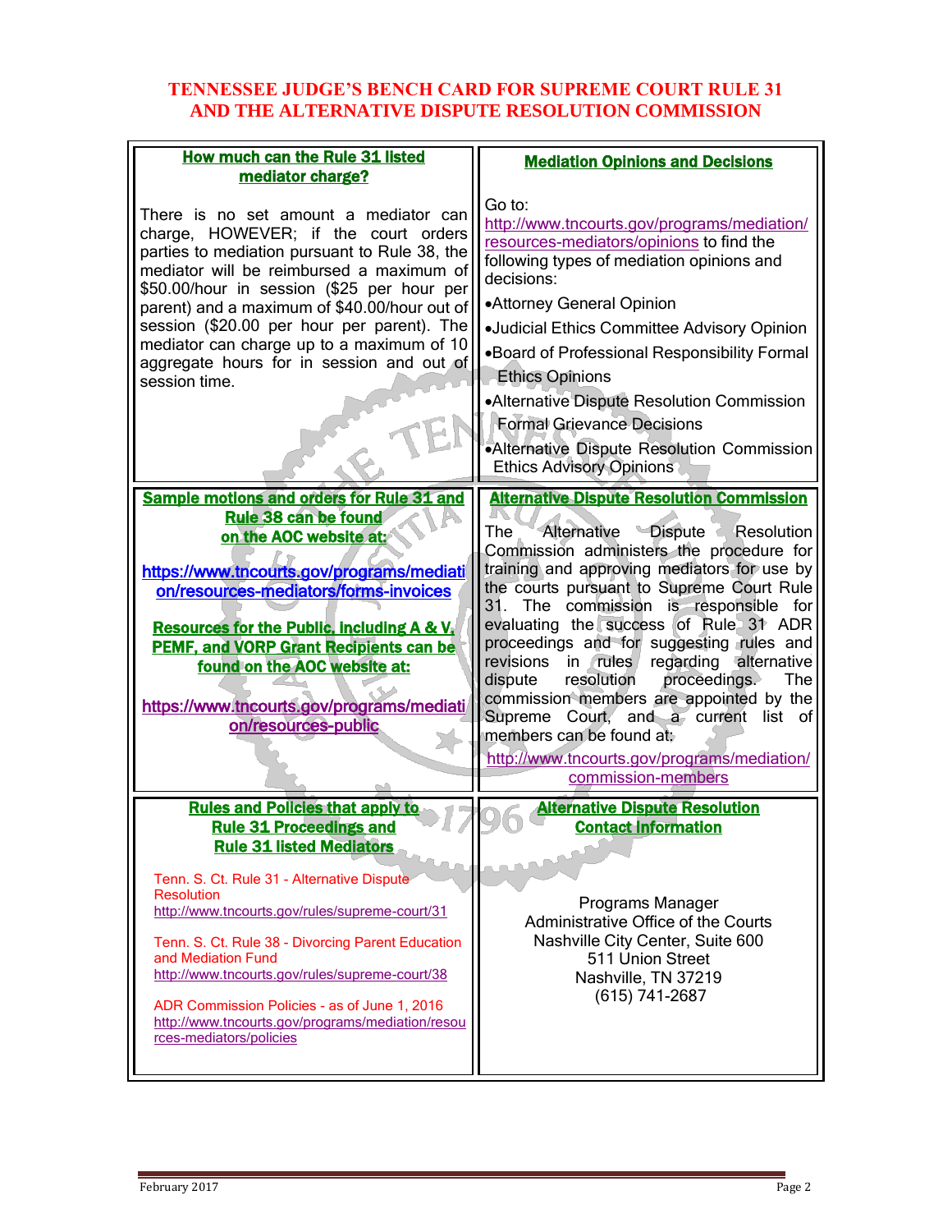# TENNESSEE JUDGE'S BENCH CARD FOR SUPREME COURT RULE 31 AND THE ALTERNATIVE DISPUTE RESOLUTION COMMISSION

## How much can the Rule 31 listed mediator charge?

There is no set amount a mediator can charge, HOWEVER; if the court orders parties to mediation pursuant to Rule 38, the mediator will be reimbursed a maximum of $50.00/hour in session ($25 per hour per parent) and a maximum of $40.00/hour out of session ($20.00 per hour per parent). The mediator can charge up to a maximum of 10 aggregate hours for in session and out of session time.

## Mediation Opinions and Decisions

Go to: http://www.tncourts.gov/programs/mediation/resources-mediators/opinions to find the following types of mediation opinions and decisions:

- Attorney General Opinion
- Judicial Ethics Committee Advisory Opinion
- Board of Professional Responsibility Formal Ethics Opinions
- Alternative Dispute Resolution Commission Formal Grievance Decisions
- Alternative Dispute Resolution Commission Ethics Advisory Opinions

## Sample motions and orders for Rule 31 and Rule 38 can be found on the AOC website at:

https://www.tncourts.gov/programs/mediation/resources-mediators/forms-invoices

## Resources for the Public, including A & V, PEMF, and VORP Grant Recipients can be found on the AOC website at:

https://www.tncourts.gov/programs/mediation/resources-public

## Alternative Dispute Resolution Commission

The Alternative Dispute Resolution Commission administers the procedure for training and approving mediators for use by the courts pursuant to Supreme Court Rule 31. The commission is responsible for evaluating the success of Rule 31 ADR proceedings and for suggesting rules and revisions in rules regarding alternative dispute resolution proceedings. The commission members are appointed by the Supreme Court, and a current list of members can be found at:

http://www.tncourts.gov/programs/mediation/commission-members

## Rules and Policies that apply to Rule 31 Proceedings and Rule 31 listed Mediators

Tenn. S. Ct. Rule 31 - Alternative Dispute Resolution
http://www.tncourts.gov/rules/supreme-court/31

Tenn. S. Ct. Rule 38 - Divorcing Parent Education and Mediation Fund
http://www.tncourts.gov/rules/supreme-court/38

ADR Commission Policies - as of June 1, 2016
http://www.tncourts.gov/programs/mediation/resources-mediators/policies

## Alternative Dispute Resolution Contact Information

Programs Manager
Administrative Office of the Courts
Nashville City Center, Suite 600
511 Union Street
Nashville, TN 37219
(615) 741-2687

February 2017